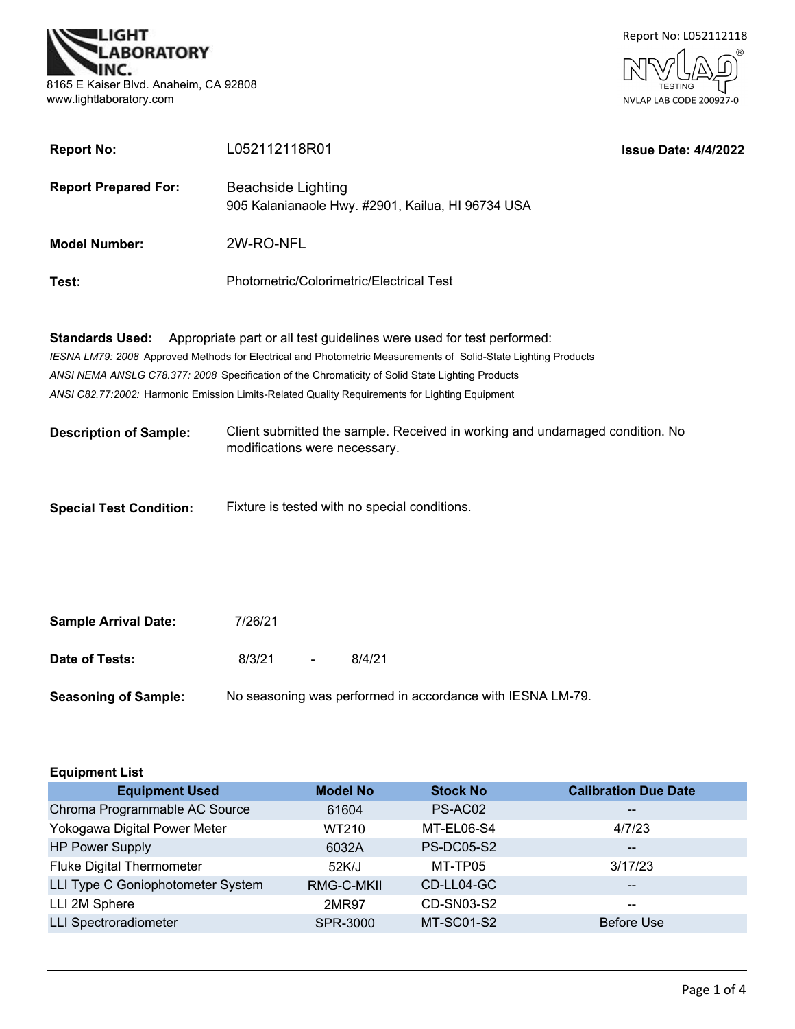LIGHT LABORATORY INC.
8165 E Kaiser Blvd. Anaheim, CA 92808
www.lightlaboratory.com

Report No: L052112118

NVLAP TESTING
NVLAP LAB CODE 200927-0

**Report No:** L052112118R01 **Issue Date: 4/4/2022**

**Report Prepared For:** Beachside Lighting
905 Kalanianaole Hwy. #2901, Kailua, HI 96734 USA

**Model Number:** 2W-RO-NFL

**Test:** Photometric/Colorimetric/Electrical Test

**Standards Used:** Appropriate part or all test guidelines were used for test performed:

*IESNA LM79: 2008* Approved Methods for Electrical and Photometric Measurements of Solid-State Lighting Products

*ANSI NEMA ANSLG C78.377: 2008* Specification of the Chromaticity of Solid State Lighting Products

*ANSI C82.77:2002:* Harmonic Emission Limits-Related Quality Requirements for Lighting Equipment

**Description of Sample:** Client submitted the sample. Received in working and undamaged condition. No modifications were necessary.

**Special Test Condition:** Fixture is tested with no special conditions.

**Sample Arrival Date:** 7/26/21

**Date of Tests:** 8/3/21 - 8/4/21

**Seasoning of Sample:** No seasoning was performed in accordance with IESNA LM-79.

**Equipment List**

| Equipment Used | Model No | Stock No | Calibration Due Date |
|---|---|---|---|
| Chroma Programmable AC Source | 61604 | PS-AC02 | -- |
| Yokogawa Digital Power Meter | WT210 | MT-EL06-S4 | 4/7/23 |
| HP Power Supply | 6032A | PS-DC05-S2 | -- |
| Fluke Digital Thermometer | 52K/J | MT-TP05 | 3/17/23 |
| LLI Type C Goniophotometer System | RMG-C-MKII | CD-LL04-GC | -- |
| LLI 2M Sphere | 2MR97 | CD-SN03-S2 | -- |
| LLI Spectroradiometer | SPR-3000 | MT-SC01-S2 | Before Use |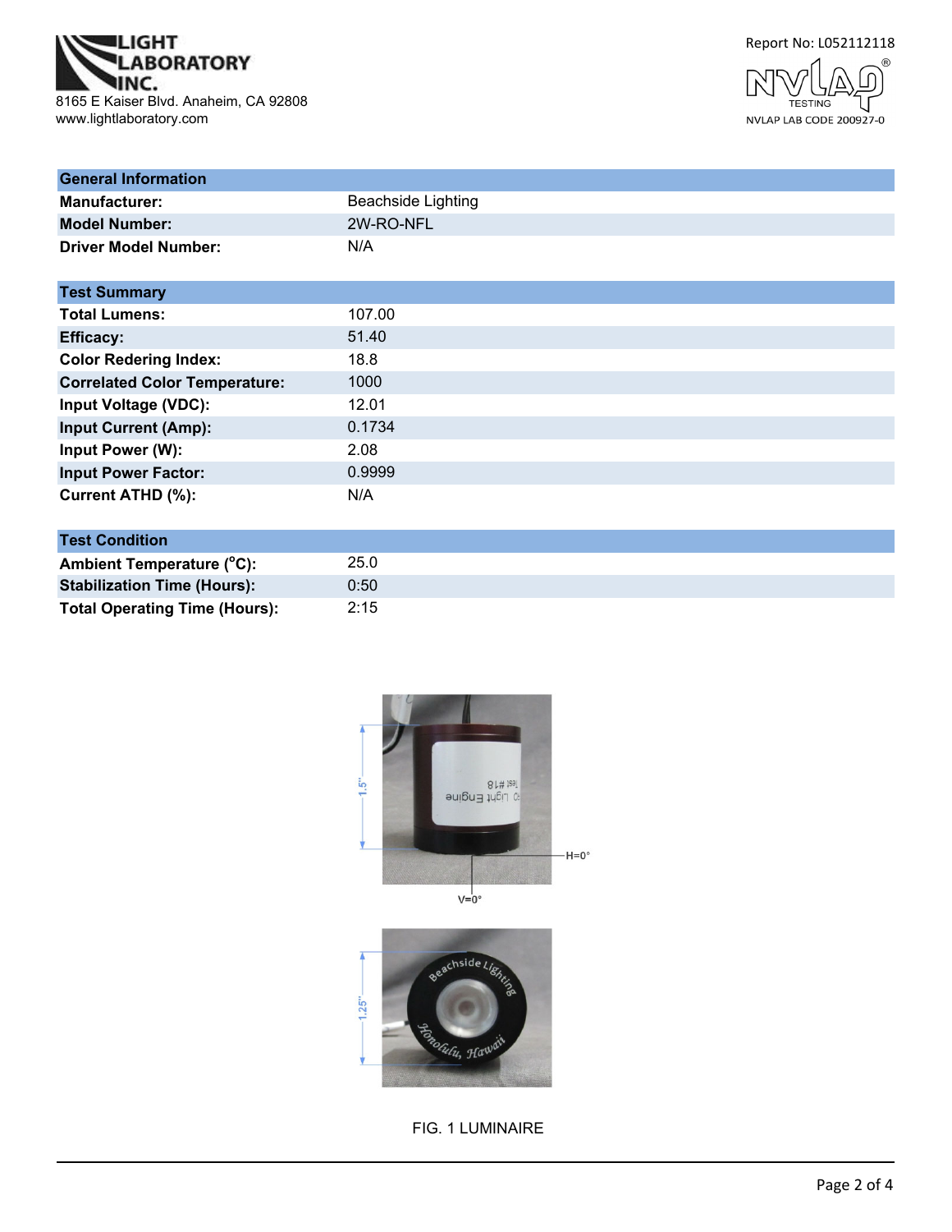LIGHT LABORATORY INC.
8165 E Kaiser Blvd. Anaheim, CA 92808
www.lightlaboratory.com

Report No: L052112118

NVLAP LAB CODE 200927-0

| General Information | |
|---|---|
| **Manufacturer:** | Beachside Lighting |
| **Model Number:** | 2W-RO-NFL |
| **Driver Model Number:** | N/A |

| Test Summary | |
|---|---|
| **Total Lumens:** | 107.00 |
| **Efficacy:** | 51.40 |
| **Color Redering Index:** | 18.8 |
| **Correlated Color Temperature:** | 1000 |
| **Input Voltage (VDC):** | 12.01 |
| **Input Current (Amp):** | 0.1734 |
| **Input Power (W):** | 2.08 |
| **Input Power Factor:** | 0.9999 |
| **Current ATHD (%):** | N/A |

| Test Condition | |
|---|---|
| **Ambient Temperature (°C):** | 25.0 |
| **Stabilization Time (Hours):** | 0:50 |
| **Total Operating Time (Hours):** | 2:15 |

FIG. 1 LUMINAIRE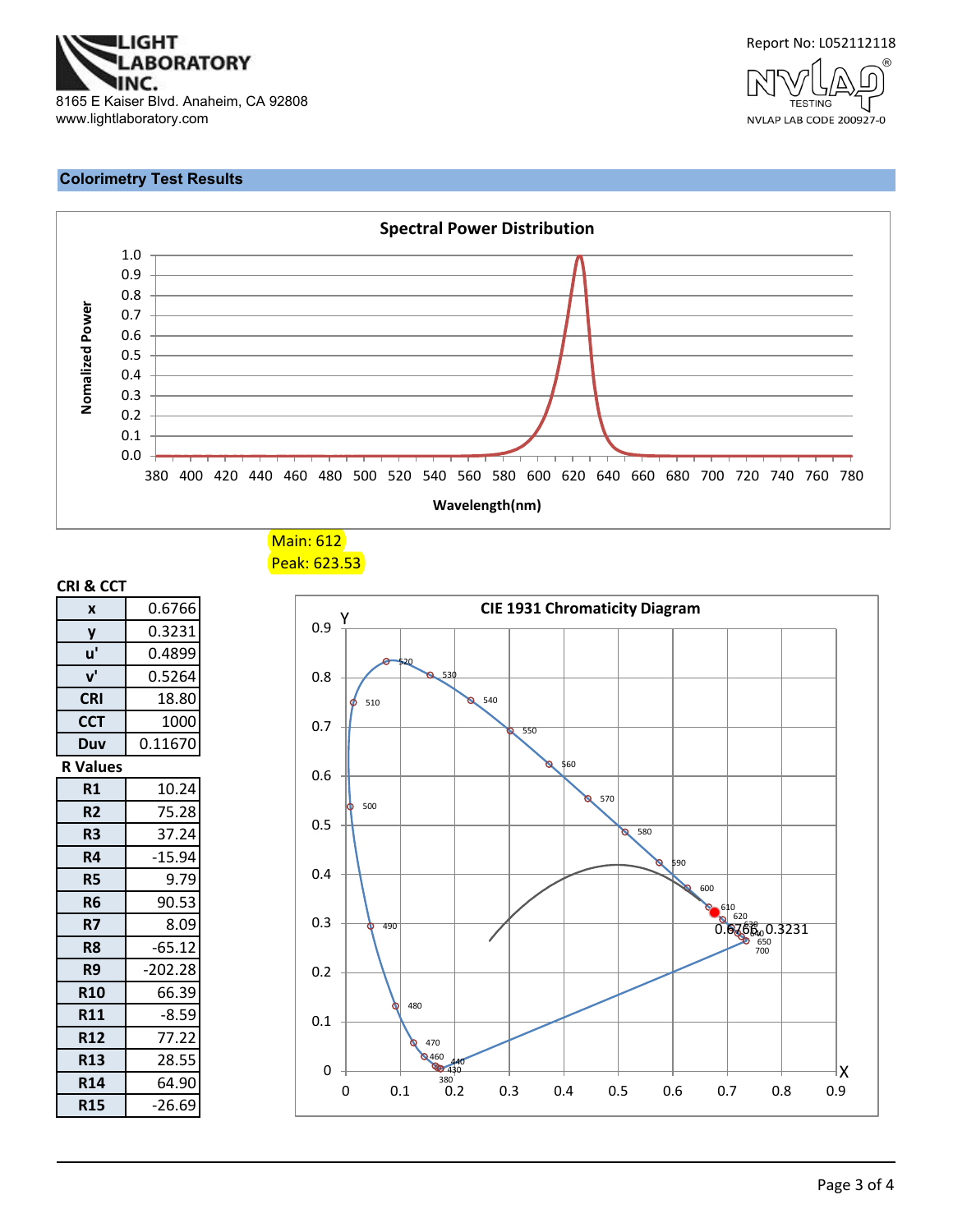LIGHT LABORATORY INC.

8165 E Kaiser Blvd. Anaheim, CA 92808

www.lightlaboratory.com

Report No: L052112118

NVLAP LAB CODE 200927-0

## Colorimetry Test Results

**Spectral Power Distribution**

Main: 612

Peak: 623.53

### CRI & CCT

| | |
|---|---|
| x | 0.6766 |
| y | 0.3231 |
| u' | 0.4899 |
| v' | 0.5264 |
| CRI | 18.80 |
| CCT | 1000 |
| Duv | 0.11670 |

### R Values

| | |
|---|---|
| R1 | 10.24 |
| R2 | 75.28 |
| R3 | 37.24 |
| R4 | -15.94 |
| R5 | 9.79 |
| R6 | 90.53 |
| R7 | 8.09 |
| R8 | -65.12 |
| R9 | -202.28 |
| R10 | 66.39 |
| R11 | -8.59 |
| R12 | 77.22 |
| R13 | 28.55 |
| R14 | 64.90 |
| R15 | -26.69 |

**CIE 1931 Chromaticity Diagram**

0.6766, 0.3231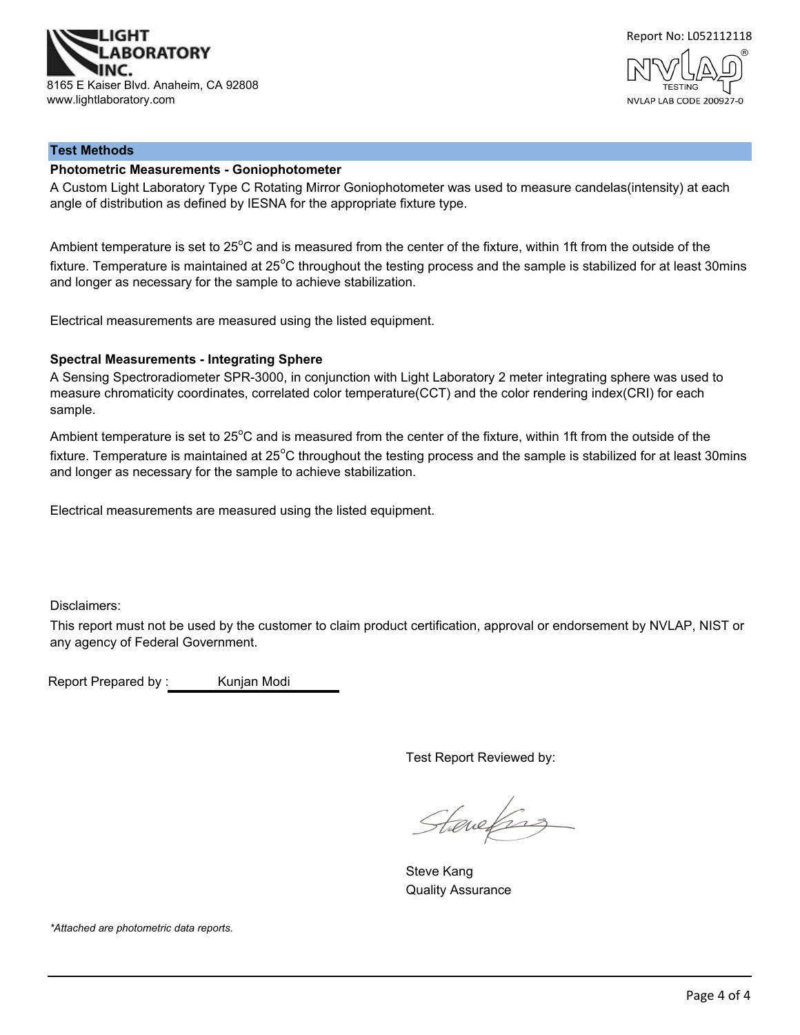LIGHT LABORATORY INC.
8165 E Kaiser Blvd. Anaheim, CA 92808
www.lightlaboratory.com

Report No: L052112118

NVLAP LAB CODE 200927-0

## Test Methods

### Photometric Measurements - Goniophotometer

A Custom Light Laboratory Type C Rotating Mirror Goniophotometer was used to measure candelas(intensity) at each angle of distribution as defined by IESNA for the appropriate fixture type.

Ambient temperature is set to 25$^{o}$C and is measured from the center of the fixture, within 1ft from the outside of the fixture. Temperature is maintained at 25$^{o}$C throughout the testing process and the sample is stabilized for at least 30mins and longer as necessary for the sample to achieve stabilization.

Electrical measurements are measured using the listed equipment.

### Spectral Measurements - Integrating Sphere

A Sensing Spectroradiometer SPR-3000, in conjunction with Light Laboratory 2 meter integrating sphere was used to measure chromaticity coordinates, correlated color temperature(CCT) and the color rendering index(CRI) for each sample.

Ambient temperature is set to 25$^{o}$C and is measured from the center of the fixture, within 1ft from the outside of the fixture. Temperature is maintained at 25$^{o}$C throughout the testing process and the sample is stabilized for at least 30mins and longer as necessary for the sample to achieve stabilization.

Electrical measurements are measured using the listed equipment.

Disclaimers:

This report must not be used by the customer to claim product certification, approval or endorsement by NVLAP, NIST or any agency of Federal Government.

Report Prepared by : Kunjan Modi

Test Report Reviewed by:

Steve Kang
Quality Assurance

*Attached are photometric data reports.*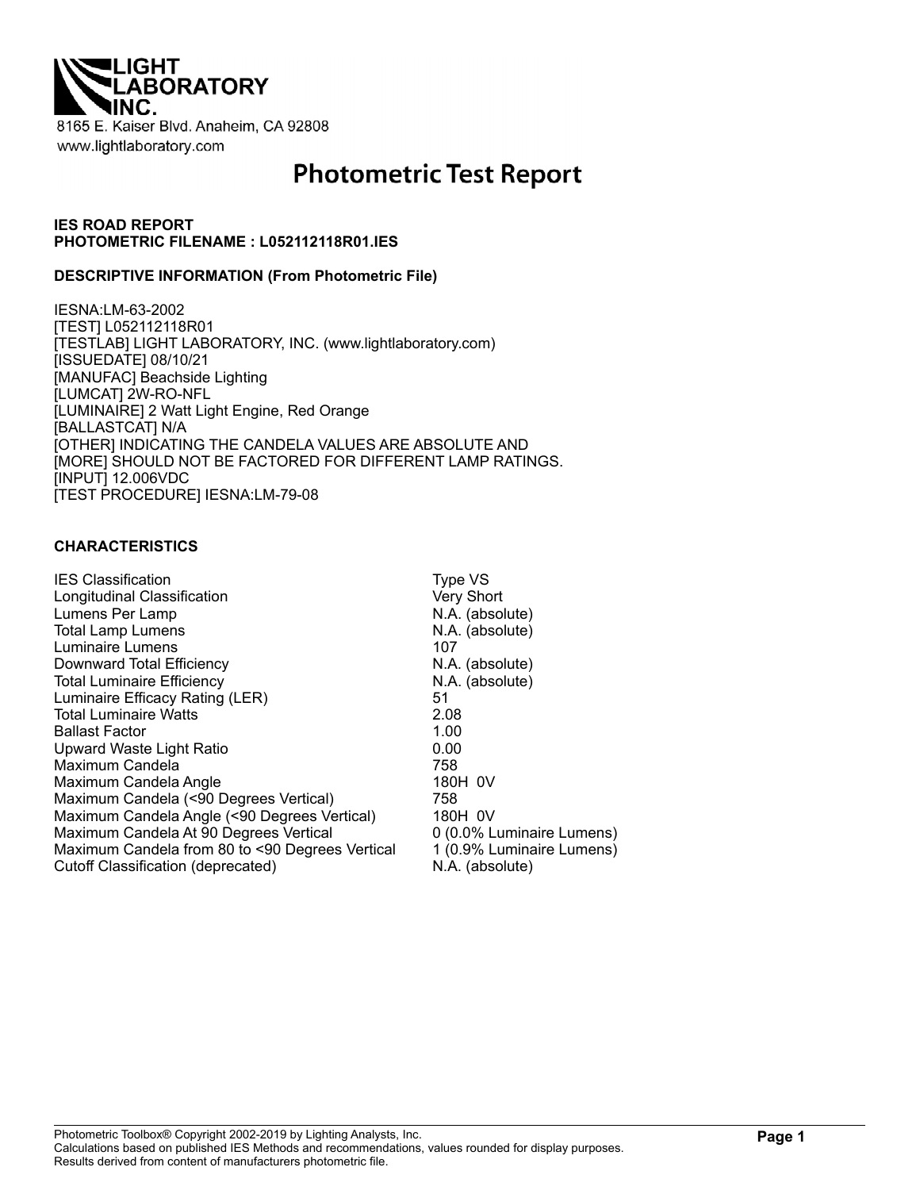LIGHT LABORATORY INC.

8165 E. Kaiser Blvd. Anaheim, CA 92808
www.lightlaboratory.com

# Photometric Test Report

**IES ROAD REPORT**
**PHOTOMETRIC FILENAME : L052112118R01.IES**

**DESCRIPTIVE INFORMATION (From Photometric File)**

IESNA:LM-63-2002
[TEST] L052112118R01
[TESTLAB] LIGHT LABORATORY, INC. (www.lightlaboratory.com)
[ISSUEDATE] 08/10/21
[MANUFAC] Beachside Lighting
[LUMCAT] 2W-RO-NFL
[LUMINAIRE] 2 Watt Light Engine, Red Orange
[BALLASTCAT] N/A
[OTHER] INDICATING THE CANDELA VALUES ARE ABSOLUTE AND
[MORE] SHOULD NOT BE FACTORED FOR DIFFERENT LAMP RATINGS.
[INPUT] 12.006VDC
[TEST PROCEDURE] IESNA:LM-79-08

**CHARACTERISTICS**

| | |
|---|---|
| IES Classification | Type VS |
| Longitudinal Classification | Very Short |
| Lumens Per Lamp | N.A. (absolute) |
| Total Lamp Lumens | N.A. (absolute) |
| Luminaire Lumens | 107 |
| Downward Total Efficiency | N.A. (absolute) |
| Total Luminaire Efficiency | N.A. (absolute) |
| Luminaire Efficacy Rating (LER) | 51 |
| Total Luminaire Watts | 2.08 |
| Ballast Factor | 1.00 |
| Upward Waste Light Ratio | 0.00 |
| Maximum Candela | 758 |
| Maximum Candela Angle | 180H 0V |
| Maximum Candela (<90 Degrees Vertical) | 758 |
| Maximum Candela Angle (<90 Degrees Vertical) | 180H 0V |
| Maximum Candela At 90 Degrees Vertical | 0 (0.0% Luminaire Lumens) |
| Maximum Candela from 80 to <90 Degrees Vertical | 1 (0.9% Luminaire Lumens) |
| Cutoff Classification (deprecated) | N.A. (absolute) |

Photometric Toolbox® Copyright 2002-2019 by Lighting Analysts, Inc.
Calculations based on published IES Methods and recommendations, values rounded for display purposes.
Results derived from content of manufacturers photometric file.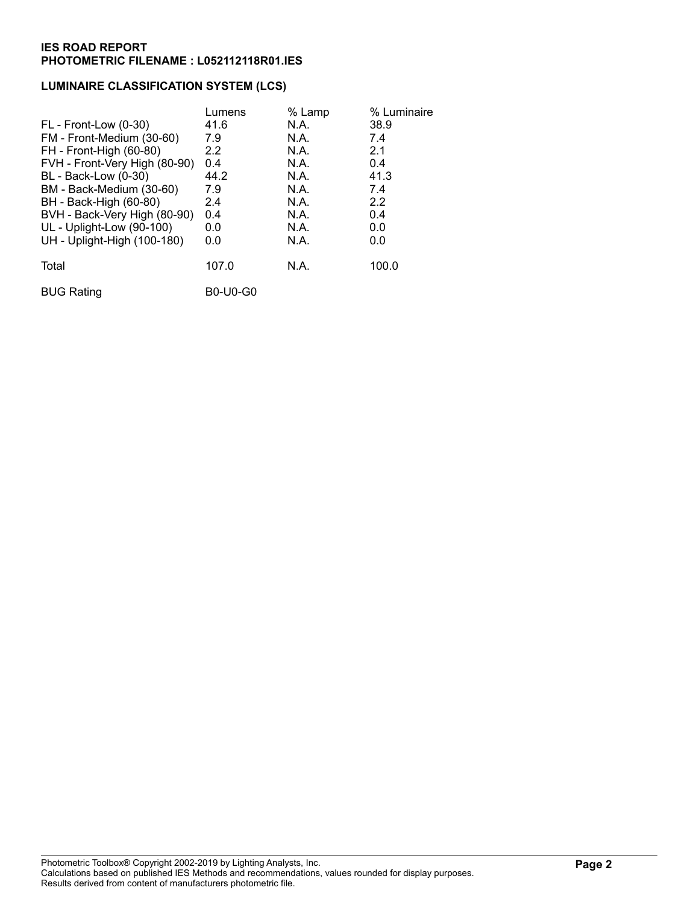**IES ROAD REPORT**
**PHOTOMETRIC FILENAME : L052112118R01.IES**

**LUMINAIRE CLASSIFICATION SYSTEM (LCS)**

| | Lumens | % Lamp | % Luminaire |
|---|---|---|---|
| FL - Front-Low (0-30) | 41.6 | N.A. | 38.9 |
| FM - Front-Medium (30-60) | 7.9 | N.A. | 7.4 |
| FH - Front-High (60-80) | 2.2 | N.A. | 2.1 |
| FVH - Front-Very High (80-90) | 0.4 | N.A. | 0.4 |
| BL - Back-Low (0-30) | 44.2 | N.A. | 41.3 |
| BM - Back-Medium (30-60) | 7.9 | N.A. | 7.4 |
| BH - Back-High (60-80) | 2.4 | N.A. | 2.2 |
| BVH - Back-Very High (80-90) | 0.4 | N.A. | 0.4 |
| UL - Uplight-Low (90-100) | 0.0 | N.A. | 0.0 |
| UH - Uplight-High (100-180) | 0.0 | N.A. | 0.0 |
| Total | 107.0 | N.A. | 100.0 |
| BUG Rating | B0-U0-G0 | | |

Photometric Toolbox® Copyright 2002-2019 by Lighting Analysts, Inc.
Calculations based on published IES Methods and recommendations, values rounded for display purposes.
Results derived from content of manufacturers photometric file.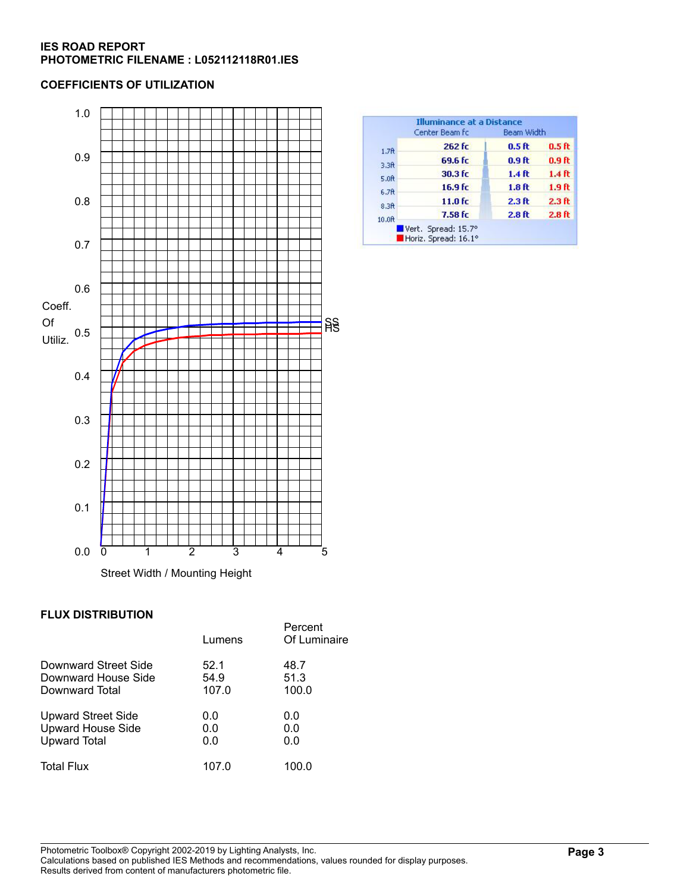**IES ROAD REPORT**
**PHOTOMETRIC FILENAME : L052112118R01.IES**

## COEFFICIENTS OF UTILIZATION

Coeff. Of Utiliz.

Street Width / Mounting Height

SS
HS

**Illuminance at a Distance**

| | Center Beam fc | Beam Width | |
|---|---|---|---|
| 1.7ft | 262 fc | 0.5 ft | 0.5 ft |
| 3.3ft | 69.6 fc | 0.9 ft | 0.9 ft |
| 5.0ft | 30.3 fc | 1.4 ft | 1.4 ft |
| 6.7ft | 16.9 fc | 1.8 ft | 1.9 ft |
| 8.3ft | 11.0 fc | 2.3 ft | 2.3 ft |
| 10.0ft | 7.58 fc | 2.8 ft | 2.8 ft |

Vert. Spread: 15.7°
Horiz. Spread: 16.1°

## FLUX DISTRIBUTION

| | Lumens | Percent Of Luminaire |
|---|---|---|
| Downward Street Side | 52.1 | 48.7 |
| Downward House Side | 54.9 | 51.3 |
| Downward Total | 107.0 | 100.0 |
| Upward Street Side | 0.0 | 0.0 |
| Upward House Side | 0.0 | 0.0 |
| Upward Total | 0.0 | 0.0 |
| Total Flux | 107.0 | 100.0 |

Photometric Toolbox® Copyright 2002-2019 by Lighting Analysts, Inc.
Calculations based on published IES Methods and recommendations, values rounded for display purposes.
Results derived from content of manufacturers photometric file.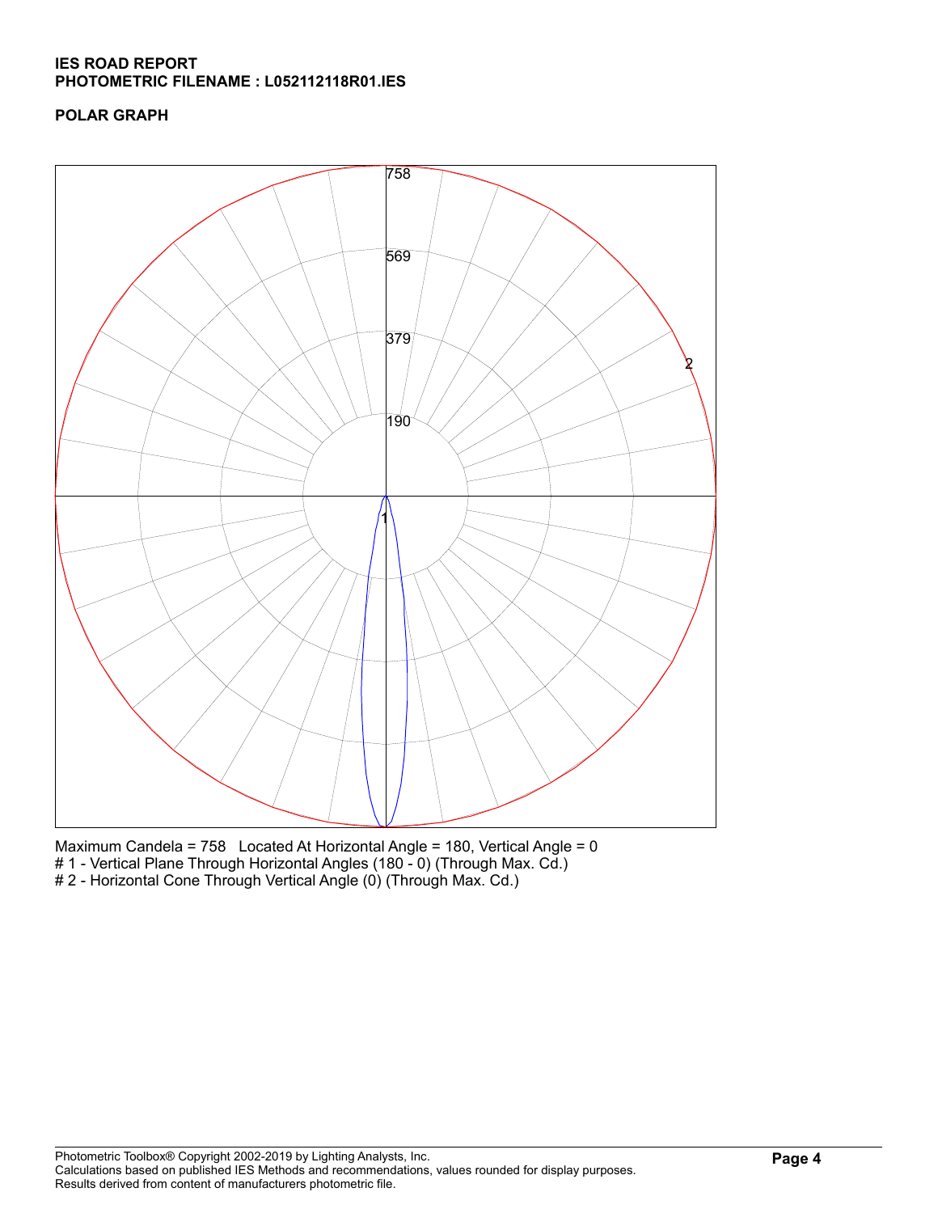**IES ROAD REPORT**
**PHOTOMETRIC FILENAME : L052112118R01.IES**

**POLAR GRAPH**

758

569

379

190

2

1

Maximum Candela = 758   Located At Horizontal Angle = 180, Vertical Angle = 0
# 1 - Vertical Plane Through Horizontal Angles (180 - 0) (Through Max. Cd.)
# 2 - Horizontal Cone Through Vertical Angle (0) (Through Max. Cd.)

Photometric Toolbox® Copyright 2002-2019 by Lighting Analysts, Inc.
Calculations based on published IES Methods and recommendations, values rounded for display purposes.
Results derived from content of manufacturers photometric file.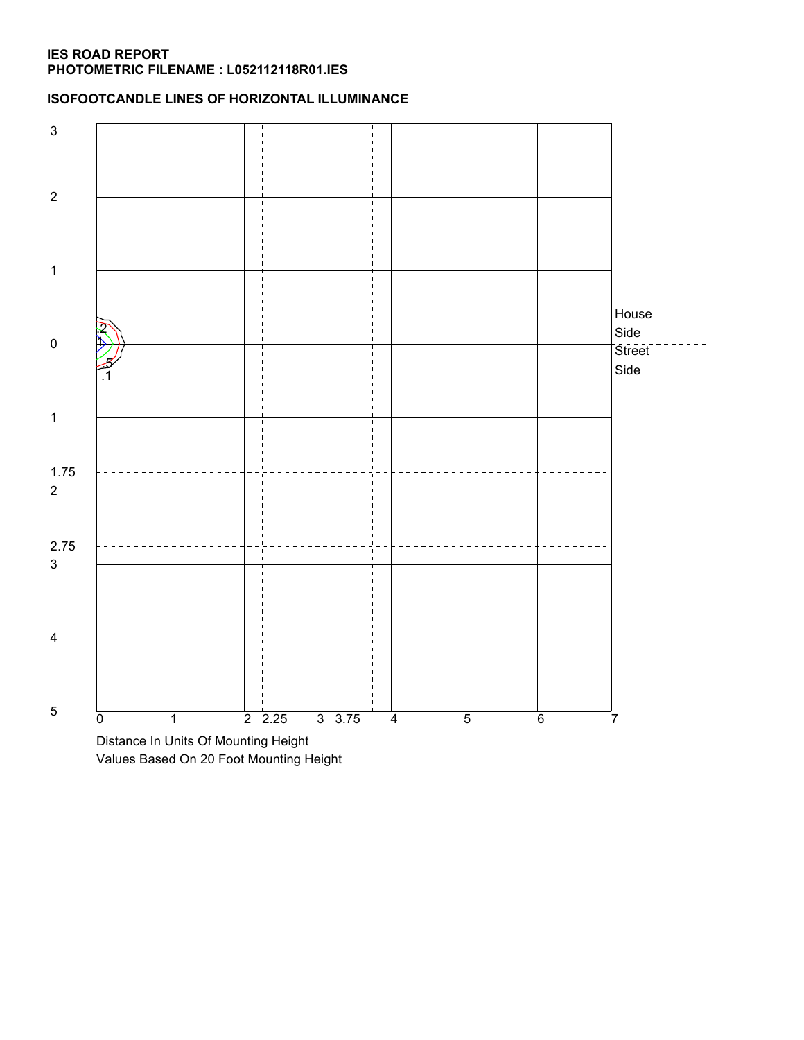**IES ROAD REPORT**
**PHOTOMETRIC FILENAME : L052112118R01.IES**

**ISOFOOTCANDLE LINES OF HORIZONTAL ILLUMINANCE**

3
2
1
0
1
1.75
2
2.75
3
4
5

.2
1
.5
.1

House
Side
Street
Side

0 1 2 2.25 3 3.75 4 5 6 7

Distance In Units Of Mounting Height
Values Based On 20 Foot Mounting Height